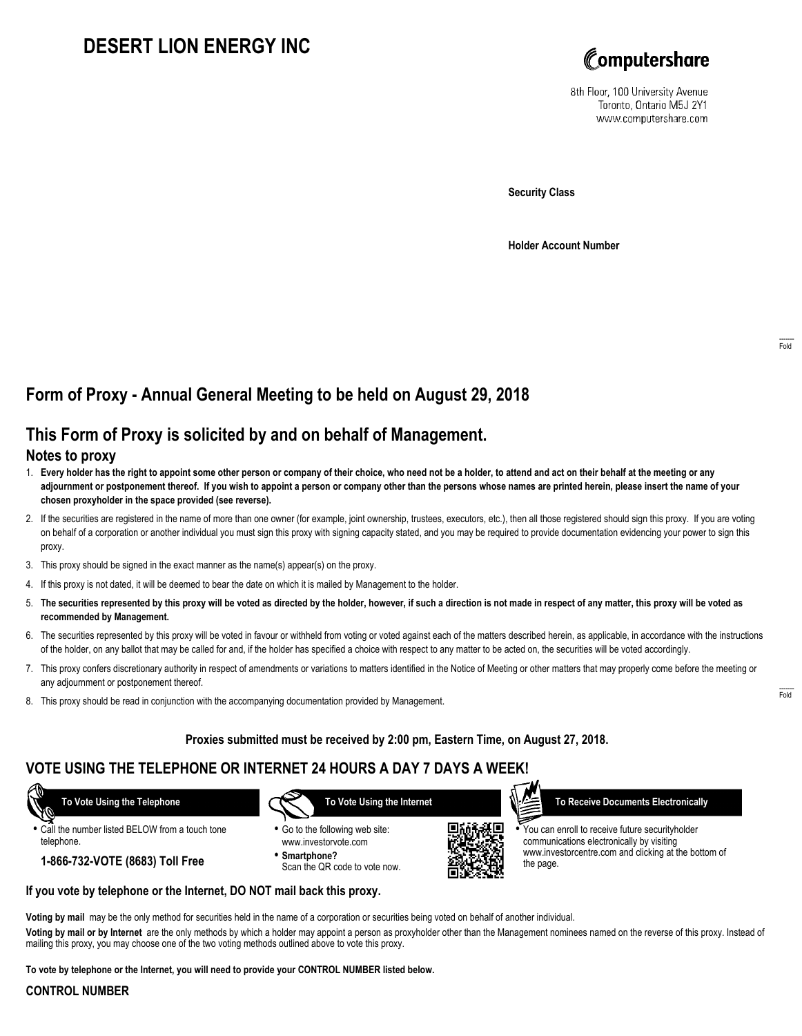# DESERT LION ENERGY INC

Computershare

8th Floor, 100 University Avenue
Toronto, Ontario M5J 2Y1
www.computershare.com

**Security Class**

**Holder Account Number**

Fold

## Form of Proxy - Annual General Meeting to be held on August 29, 2018

## This Form of Proxy is solicited by and on behalf of Management.

### Notes to proxy

1. **Every holder has the right to appoint some other person or company of their choice, who need not be a holder, to attend and act on their behalf at the meeting or any adjournment or postponement thereof. If you wish to appoint a person or company other than the persons whose names are printed herein, please insert the name of your chosen proxyholder in the space provided (see reverse).**
2. If the securities are registered in the name of more than one owner (for example, joint ownership, trustees, executors, etc.), then all those registered should sign this proxy. If you are voting on behalf of a corporation or another individual you must sign this proxy with signing capacity stated, and you may be required to provide documentation evidencing your power to sign this proxy.
3. This proxy should be signed in the exact manner as the name(s) appear(s) on the proxy.
4. If this proxy is not dated, it will be deemed to bear the date on which it is mailed by Management to the holder.
5. **The securities represented by this proxy will be voted as directed by the holder, however, if such a direction is not made in respect of any matter, this proxy will be voted as recommended by Management.**
6. The securities represented by this proxy will be voted in favour or withheld from voting or voted against each of the matters described herein, as applicable, in accordance with the instructions of the holder, on any ballot that may be called for and, if the holder has specified a choice with respect to any matter to be acted on, the securities will be voted accordingly.
7. This proxy confers discretionary authority in respect of amendments or variations to matters identified in the Notice of Meeting or other matters that may properly come before the meeting or any adjournment or postponement thereof.
8. This proxy should be read in conjunction with the accompanying documentation provided by Management.

Fold

**Proxies submitted must be received by 2:00 pm, Eastern Time, on August 27, 2018.**

## VOTE USING THE TELEPHONE OR INTERNET 24 HOURS A DAY 7 DAYS A WEEK!

**To Vote Using the Telephone**

- Call the number listed BELOW from a touch tone telephone.

**1-866-732-VOTE (8683) Toll Free**

**To Vote Using the Internet**

- Go to the following web site: www.investorvote.com
- **Smartphone?** Scan the QR code to vote now.

**To Receive Documents Electronically**

- You can enroll to receive future securityholder communications electronically by visiting www.investorcentre.com and clicking at the bottom of the page.

**If you vote by telephone or the Internet, DO NOT mail back this proxy.**

**Voting by mail** may be the only method for securities held in the name of a corporation or securities being voted on behalf of another individual.

**Voting by mail or by Internet** are the only methods by which a holder may appoint a person as proxyholder other than the Management nominees named on the reverse of this proxy. Instead of mailing this proxy, you may choose one of the two voting methods outlined above to vote this proxy.

**To vote by telephone or the Internet, you will need to provide your CONTROL NUMBER listed below.**

**CONTROL NUMBER**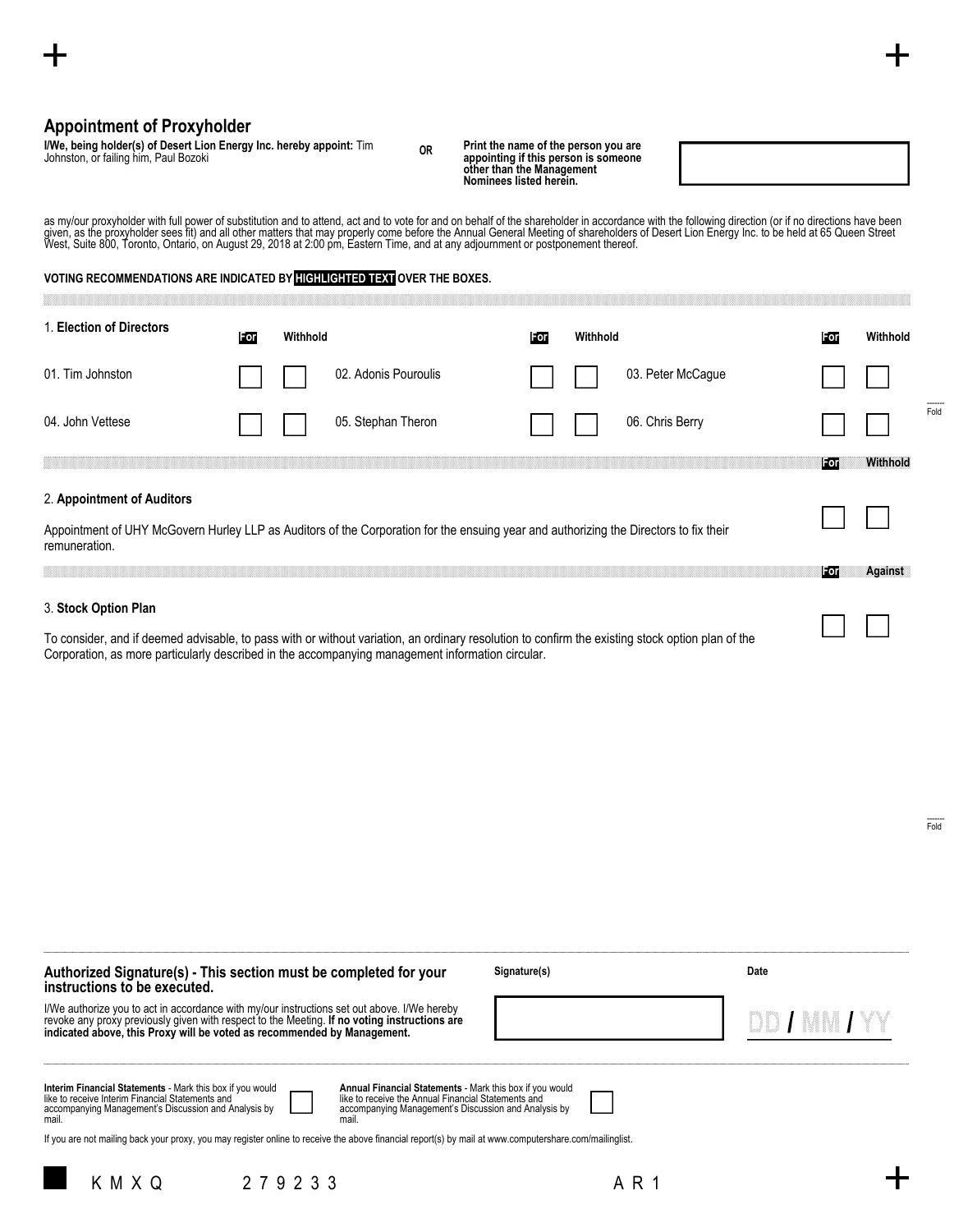## Appointment of Proxyholder

**I/We, being holder(s) of Desert Lion Energy Inc. hereby appoint:** Tim Johnston, or failing him, Paul Bozoki

**OR**

**Print the name of the person you are appointing if this person is someone other than the Management Nominees listed herein.**

as my/our proxyholder with full power of substitution and to attend, act and to vote for and on behalf of the shareholder in accordance with the following direction (or if no directions have been given, as the proxyholder sees fit) and all other matters that may properly come before the Annual General Meeting of shareholders of Desert Lion Energy Inc. to be held at 65 Queen Street West, Suite 800, Toronto, Ontario, on August 29, 2018 at 2:00 pm, Eastern Time, and at any adjournment or postponement thereof.

**VOTING RECOMMENDATIONS ARE INDICATED BY HIGHLIGHTED TEXT OVER THE BOXES.**

### 1. Election of Directors

| | For | Withhold | | For | Withhold | | For | Withhold |
|---|---|---|---|---|---|---|---|---|
| 01. Tim Johnston | ☐ | ☐ | 02. Adonis Pouroulis | ☐ | ☐ | 03. Peter McCague | ☐ | ☐ |
| 04. John Vettese | ☐ | ☐ | 05. Stephan Theron | ☐ | ☐ | 06. Chris Berry | ☐ | ☐ |

### 2. Appointment of Auditors

| | For | Withhold |
|---|---|---|
| Appointment of UHY McGovern Hurley LLP as Auditors of the Corporation for the ensuing year and authorizing the Directors to fix their remuneration. | ☐ | ☐ |

### 3. Stock Option Plan

| | For | Against |
|---|---|---|
| To consider, and if deemed advisable, to pass with or without variation, an ordinary resolution to confirm the existing stock option plan of the Corporation, as more particularly described in the accompanying management information circular. | ☐ | ☐ |

**Authorized Signature(s) - This section must be completed for your instructions to be executed.**

I/We authorize you to act in accordance with my/our instructions set out above. I/We hereby revoke any proxy previously given with respect to the Meeting. **If no voting instructions are indicated above, this Proxy will be voted as recommended by Management.**

Signature(s)

Date

DD / MM / YY

**Interim Financial Statements** - Mark this box if you would like to receive Interim Financial Statements and accompanying Management's Discussion and Analysis by mail. ☐

**Annual Financial Statements** - Mark this box if you would like to receive the Annual Financial Statements and accompanying Management's Discussion and Analysis by mail. ☐

If you are not mailing back your proxy, you may register online to receive the above financial report(s) by mail at www.computershare.com/mailinglist.

K M X Q 2 7 9 2 3 3 A R 1